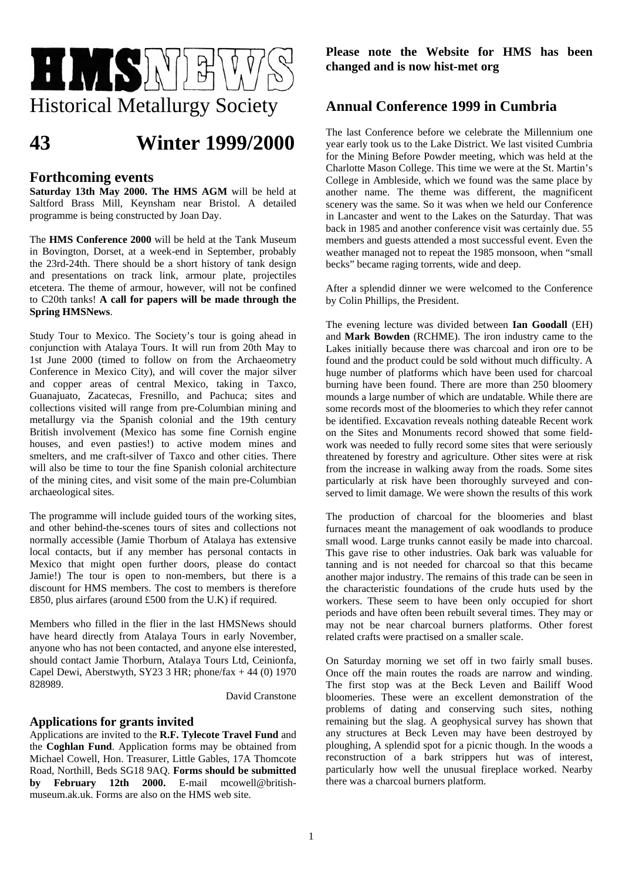# HMSNEWS

Historical Metallurgy Society

# 43 Winter 1999/2000

## Forthcoming events

**Saturday 13th May 2000. The HMS AGM** will be held at Saltford Brass Mill, Keynsham near Bristol. A detailed programme is being constructed by Joan Day.

The **HMS Conference 2000** will be held at the Tank Museum in Bovington, Dorset, at a week-end in September, probably the 23rd-24th. There should be a short history of tank design and presentations on track link, armour plate, projectiles etcetera. The theme of armour, however, will not be confined to C20th tanks! **A call for papers will be made through the Spring HMSNews**.

Study Tour to Mexico. The Society's tour is going ahead in conjunction with Atalaya Tours. It will run from 20th May to 1st June 2000 (timed to follow on from the Archaeometry Conference in Mexico City), and will cover the major silver and copper areas of central Mexico, taking in Taxco, Guanajuato, Zacatecas, Fresnillo, and Pachuca; sites and collections visited will range from pre-Columbian mining and metallurgy via the Spanish colonial and the 19th century British involvement (Mexico has some fine Cornish engine houses, and even pasties!) to active modem mines and smelters, and me craft-silver of Taxco and other cities. There will also be time to tour the fine Spanish colonial architecture of the mining cites, and visit some of the main pre-Columbian archaeological sites.

The programme will include guided tours of the working sites, and other behind-the-scenes tours of sites and collections not normally accessible (Jamie Thorbum of Atalaya has extensive local contacts, but if any member has personal contacts in Mexico that might open further doors, please do contact Jamie!) The tour is open to non-members, but there is a discount for HMS members. The cost to members is therefore £850, plus airfares (around £500 from the U.K) if required.

Members who filled in the flier in the last HMSNews should have heard directly from Atalaya Tours in early November, anyone who has not been contacted, and anyone else interested, should contact Jamie Thorburn, Atalaya Tours Ltd, Ceinionfa, Capel Dewi, Aberstwyth, SY23 3 HR; phone/fax + 44 (0) 1970 828989.

David Cranstone

## Applications for grants invited

Applications are invited to the **R.F. Tylecote Travel Fund** and the **Coghlan Fund**. Application forms may be obtained from Michael Cowell, Hon. Treasurer, Little Gables, 17A Thomcote Road, Northill, Beds SG18 9AQ. **Forms should be submitted by February 12th 2000.** E-mail mcowell@british-museum.ak.uk. Forms are also on the HMS web site.

**Please note the Website for HMS has been changed and is now hist-met org**

## Annual Conference 1999 in Cumbria

The last Conference before we celebrate the Millennium one year early took us to the Lake District. We last visited Cumbria for the Mining Before Powder meeting, which was held at the Charlotte Mason College. This time we were at the St. Martin's College in Ambleside, which we found was the same place by another name. The theme was different, the magnificent scenery was the same. So it was when we held our Conference in Lancaster and went to the Lakes on the Saturday. That was back in 1985 and another conference visit was certainly due. 55 members and guests attended a most successful event. Even the weather managed not to repeat the 1985 monsoon, when "small becks" became raging torrents, wide and deep.

After a splendid dinner we were welcomed to the Conference by Colin Phillips, the President.

The evening lecture was divided between **Ian Goodall** (EH) and **Mark Bowden** (RCHME). The iron industry came to the Lakes initially because there was charcoal and iron ore to be found and the product could be sold without much difficulty. A huge number of platforms which have been used for charcoal burning have been found. There are more than 250 bloomery mounds a large number of which are undatable. While there are some records most of the bloomeries to which they refer cannot be identified. Excavation reveals nothing dateable Recent work on the Sites and Monuments record showed that some field-work was needed to fully record some sites that were seriously threatened by forestry and agriculture. Other sites were at risk from the increase in walking away from the roads. Some sites particularly at risk have been thoroughly surveyed and con-served to limit damage. We were shown the results of this work

The production of charcoal for the bloomeries and blast furnaces meant the management of oak woodlands to produce small wood. Large trunks cannot easily be made into charcoal. This gave rise to other industries. Oak bark was valuable for tanning and is not needed for charcoal so that this became another major industry. The remains of this trade can be seen in the characteristic foundations of the crude huts used by the workers. These seem to have been only occupied for short periods and have often been rebuilt several times. They may or may not be near charcoal burners platforms. Other forest related crafts were practised on a smaller scale.

On Saturday morning we set off in two fairly small buses. Once off the main routes the roads are narrow and winding. The first stop was at the Beck Leven and Bailiff Wood bloomeries. These were an excellent demonstration of the problems of dating and conserving such sites, nothing remaining but the slag. A geophysical survey has shown that any structures at Beck Leven may have been destroyed by ploughing, A splendid spot for a picnic though. In the woods a reconstruction of a bark strippers hut was of interest, particularly how well the unusual fireplace worked. Nearby there was a charcoal burners platform.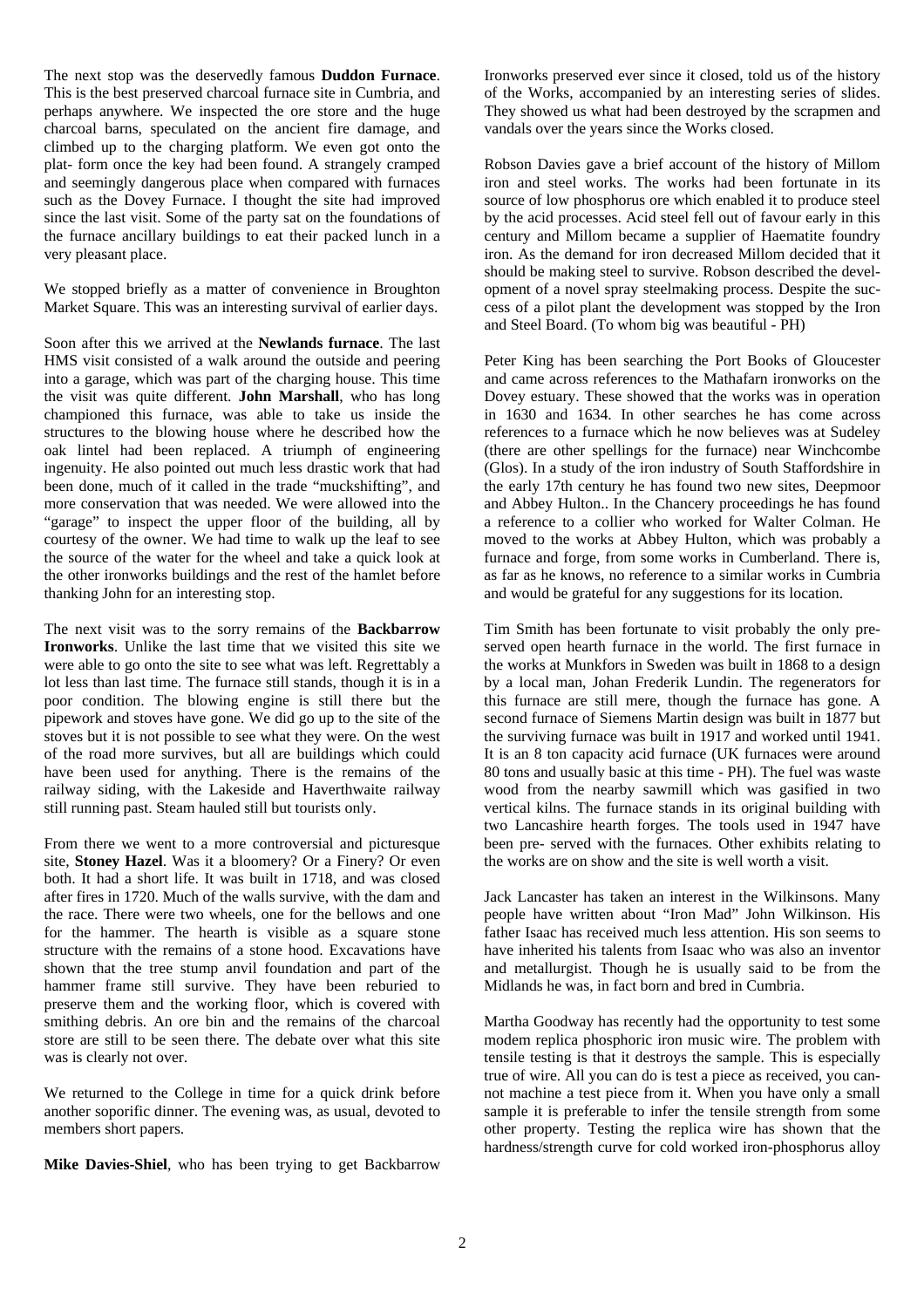The next stop was the deservedly famous **Duddon Furnace**. This is the best preserved charcoal furnace site in Cumbria, and perhaps anywhere. We inspected the ore store and the huge charcoal barns, speculated on the ancient fire damage, and climbed up to the charging platform. We even got onto the plat- form once the key had been found. A strangely cramped and seemingly dangerous place when compared with furnaces such as the Dovey Furnace. I thought the site had improved since the last visit. Some of the party sat on the foundations of the furnace ancillary buildings to eat their packed lunch in a very pleasant place.

We stopped briefly as a matter of convenience in Broughton Market Square. This was an interesting survival of earlier days.

Soon after this we arrived at the **Newlands furnace**. The last HMS visit consisted of a walk around the outside and peering into a garage, which was part of the charging house. This time the visit was quite different. **John Marshall**, who has long championed this furnace, was able to take us inside the structures to the blowing house where he described how the oak lintel had been replaced. A triumph of engineering ingenuity. He also pointed out much less drastic work that had been done, much of it called in the trade "muckshifting", and more conservation that was needed. We were allowed into the "garage" to inspect the upper floor of the building, all by courtesy of the owner. We had time to walk up the leaf to see the source of the water for the wheel and take a quick look at the other ironworks buildings and the rest of the hamlet before thanking John for an interesting stop.

The next visit was to the sorry remains of the **Backbarrow Ironworks**. Unlike the last time that we visited this site we were able to go onto the site to see what was left. Regrettably a lot less than last time. The furnace still stands, though it is in a poor condition. The blowing engine is still there but the pipework and stoves have gone. We did go up to the site of the stoves but it is not possible to see what they were. On the west of the road more survives, but all are buildings which could have been used for anything. There is the remains of the railway siding, with the Lakeside and Haverthwaite railway still running past. Steam hauled still but tourists only.

From there we went to a more controversial and picturesque site, **Stoney Hazel**. Was it a bloomery? Or a Finery? Or even both. It had a short life. It was built in 1718, and was closed after fires in 1720. Much of the walls survive, with the dam and the race. There were two wheels, one for the bellows and one for the hammer. The hearth is visible as a square stone structure with the remains of a stone hood. Excavations have shown that the tree stump anvil foundation and part of the hammer frame still survive. They have been reburied to preserve them and the working floor, which is covered with smithing debris. An ore bin and the remains of the charcoal store are still to be seen there. The debate over what this site was is clearly not over.

We returned to the College in time for a quick drink before another soporific dinner. The evening was, as usual, devoted to members short papers.

**Mike Davies-Shiel**, who has been trying to get Backbarrow Ironworks preserved ever since it closed, told us of the history of the Works, accompanied by an interesting series of slides. They showed us what had been destroyed by the scrapmen and vandals over the years since the Works closed.

Robson Davies gave a brief account of the history of Millom iron and steel works. The works had been fortunate in its source of low phosphorus ore which enabled it to produce steel by the acid processes. Acid steel fell out of favour early in this century and Millom became a supplier of Haematite foundry iron. As the demand for iron decreased Millom decided that it should be making steel to survive. Robson described the development of a novel spray steelmaking process. Despite the success of a pilot plant the development was stopped by the Iron and Steel Board. (To whom big was beautiful - PH)

Peter King has been searching the Port Books of Gloucester and came across references to the Mathafarn ironworks on the Dovey estuary. These showed that the works was in operation in 1630 and 1634. In other searches he has come across references to a furnace which he now believes was at Sudeley (there are other spellings for the furnace) near Winchcombe (Glos). In a study of the iron industry of South Staffordshire in the early 17th century he has found two new sites, Deepmoor and Abbey Hulton.. In the Chancery proceedings he has found a reference to a collier who worked for Walter Colman. He moved to the works at Abbey Hulton, which was probably a furnace and forge, from some works in Cumberland. There is, as far as he knows, no reference to a similar works in Cumbria and would be grateful for any suggestions for its location.

Tim Smith has been fortunate to visit probably the only preserved open hearth furnace in the world. The first furnace in the works at Munkfors in Sweden was built in 1868 to a design by a local man, Johan Frederik Lundin. The regenerators for this furnace are still mere, though the furnace has gone. A second furnace of Siemens Martin design was built in 1877 but the surviving furnace was built in 1917 and worked until 1941. It is an 8 ton capacity acid furnace (UK furnaces were around 80 tons and usually basic at this time - PH). The fuel was waste wood from the nearby sawmill which was gasified in two vertical kilns. The furnace stands in its original building with two Lancashire hearth forges. The tools used in 1947 have been pre- served with the furnaces. Other exhibits relating to the works are on show and the site is well worth a visit.

Jack Lancaster has taken an interest in the Wilkinsons. Many people have written about "Iron Mad" John Wilkinson. His father Isaac has received much less attention. His son seems to have inherited his talents from Isaac who was also an inventor and metallurgist. Though he is usually said to be from the Midlands he was, in fact born and bred in Cumbria.

Martha Goodway has recently had the opportunity to test some modem replica phosphoric iron music wire. The problem with tensile testing is that it destroys the sample. This is especially true of wire. All you can do is test a piece as received, you cannot machine a test piece from it. When you have only a small sample it is preferable to infer the tensile strength from some other property. Testing the replica wire has shown that the hardness/strength curve for cold worked iron-phosphorus alloy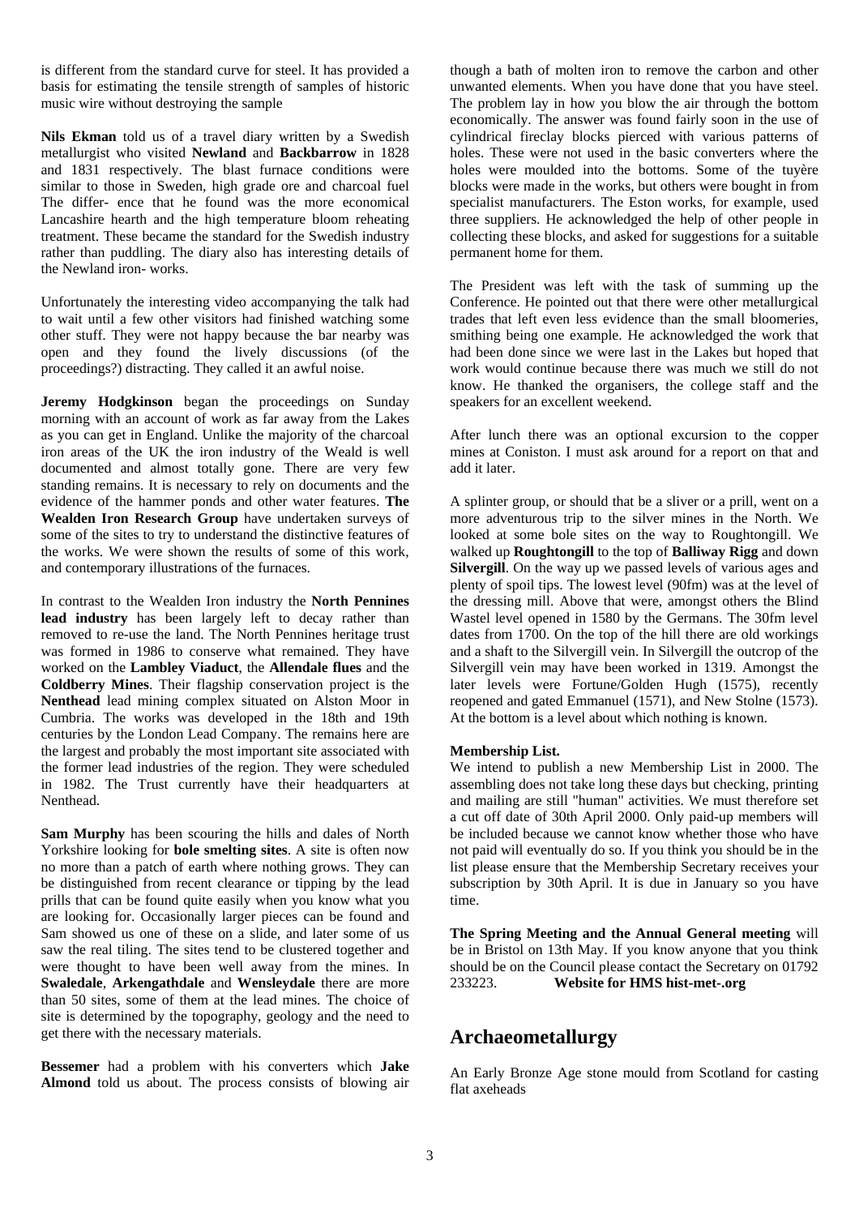is different from the standard curve for steel. It has provided a basis for estimating the tensile strength of samples of historic music wire without destroying the sample

**Nils Ekman** told us of a travel diary written by a Swedish metallurgist who visited **Newland** and **Backbarrow** in 1828 and 1831 respectively. The blast furnace conditions were similar to those in Sweden, high grade ore and charcoal fuel The differ- ence that he found was the more economical Lancashire hearth and the high temperature bloom reheating treatment. These became the standard for the Swedish industry rather than puddling. The diary also has interesting details of the Newland iron- works.

Unfortunately the interesting video accompanying the talk had to wait until a few other visitors had finished watching some other stuff. They were not happy because the bar nearby was open and they found the lively discussions (of the proceedings?) distracting. They called it an awful noise.

**Jeremy Hodgkinson** began the proceedings on Sunday morning with an account of work as far away from the Lakes as you can get in England. Unlike the majority of the charcoal iron areas of the UK the iron industry of the Weald is well documented and almost totally gone. There are very few standing remains. It is necessary to rely on documents and the evidence of the hammer ponds and other water features. **The Wealden Iron Research Group** have undertaken surveys of some of the sites to try to understand the distinctive features of the works. We were shown the results of some of this work, and contemporary illustrations of the furnaces.

In contrast to the Wealden Iron industry the **North Pennines lead industry** has been largely left to decay rather than removed to re-use the land. The North Pennines heritage trust was formed in 1986 to conserve what remained. They have worked on the **Lambley Viaduct**, the **Allendale flues** and the **Coldberry Mines**. Their flagship conservation project is the **Nenthead** lead mining complex situated on Alston Moor in Cumbria. The works was developed in the 18th and 19th centuries by the London Lead Company. The remains here are the largest and probably the most important site associated with the former lead industries of the region. They were scheduled in 1982. The Trust currently have their headquarters at Nenthead.

**Sam Murphy** has been scouring the hills and dales of North Yorkshire looking for **bole smelting sites**. A site is often now no more than a patch of earth where nothing grows. They can be distinguished from recent clearance or tipping by the lead prills that can be found quite easily when you know what you are looking for. Occasionally larger pieces can be found and Sam showed us one of these on a slide, and later some of us saw the real tiling. The sites tend to be clustered together and were thought to have been well away from the mines. In **Swaledale**, **Arkengathdale** and **Wensleydale** there are more than 50 sites, some of them at the lead mines. The choice of site is determined by the topography, geology and the need to get there with the necessary materials.

**Bessemer** had a problem with his converters which **Jake Almond** told us about. The process consists of blowing air though a bath of molten iron to remove the carbon and other unwanted elements. When you have done that you have steel. The problem lay in how you blow the air through the bottom economically. The answer was found fairly soon in the use of cylindrical fireclay blocks pierced with various patterns of holes. These were not used in the basic converters where the holes were moulded into the bottoms. Some of the tuyère blocks were made in the works, but others were bought in from specialist manufacturers. The Eston works, for example, used three suppliers. He acknowledged the help of other people in collecting these blocks, and asked for suggestions for a suitable permanent home for them.

The President was left with the task of summing up the Conference. He pointed out that there were other metallurgical trades that left even less evidence than the small bloomeries, smithing being one example. He acknowledged the work that had been done since we were last in the Lakes but hoped that work would continue because there was much we still do not know. He thanked the organisers, the college staff and the speakers for an excellent weekend.

After lunch there was an optional excursion to the copper mines at Coniston. I must ask around for a report on that and add it later.

A splinter group, or should that be a sliver or a prill, went on a more adventurous trip to the silver mines in the North. We looked at some bole sites on the way to Roughtongill. We walked up **Roughtongill** to the top of **Balliway Rigg** and down **Silvergill**. On the way up we passed levels of various ages and plenty of spoil tips. The lowest level (90fm) was at the level of the dressing mill. Above that were, amongst others the Blind Wastel level opened in 1580 by the Germans. The 30fm level dates from 1700. On the top of the hill there are old workings and a shaft to the Silvergill vein. In Silvergill the outcrop of the Silvergill vein may have been worked in 1319. Amongst the later levels were Fortune/Golden Hugh (1575), recently reopened and gated Emmanuel (1571), and New Stolne (1573). At the bottom is a level about which nothing is known.

**Membership List.**

We intend to publish a new Membership List in 2000. The assembling does not take long these days but checking, printing and mailing are still "human" activities. We must therefore set a cut off date of 30th April 2000. Only paid-up members will be included because we cannot know whether those who have not paid will eventually do so. If you think you should be in the list please ensure that the Membership Secretary receives your subscription by 30th April. It is due in January so you have time.

**The Spring Meeting and the Annual General meeting** will be in Bristol on 13th May. If you know anyone that you think should be on the Council please contact the Secretary on 01792 233223. **Website for HMS hist-met-.org**

## Archaeometallurgy

An Early Bronze Age stone mould from Scotland for casting flat axeheads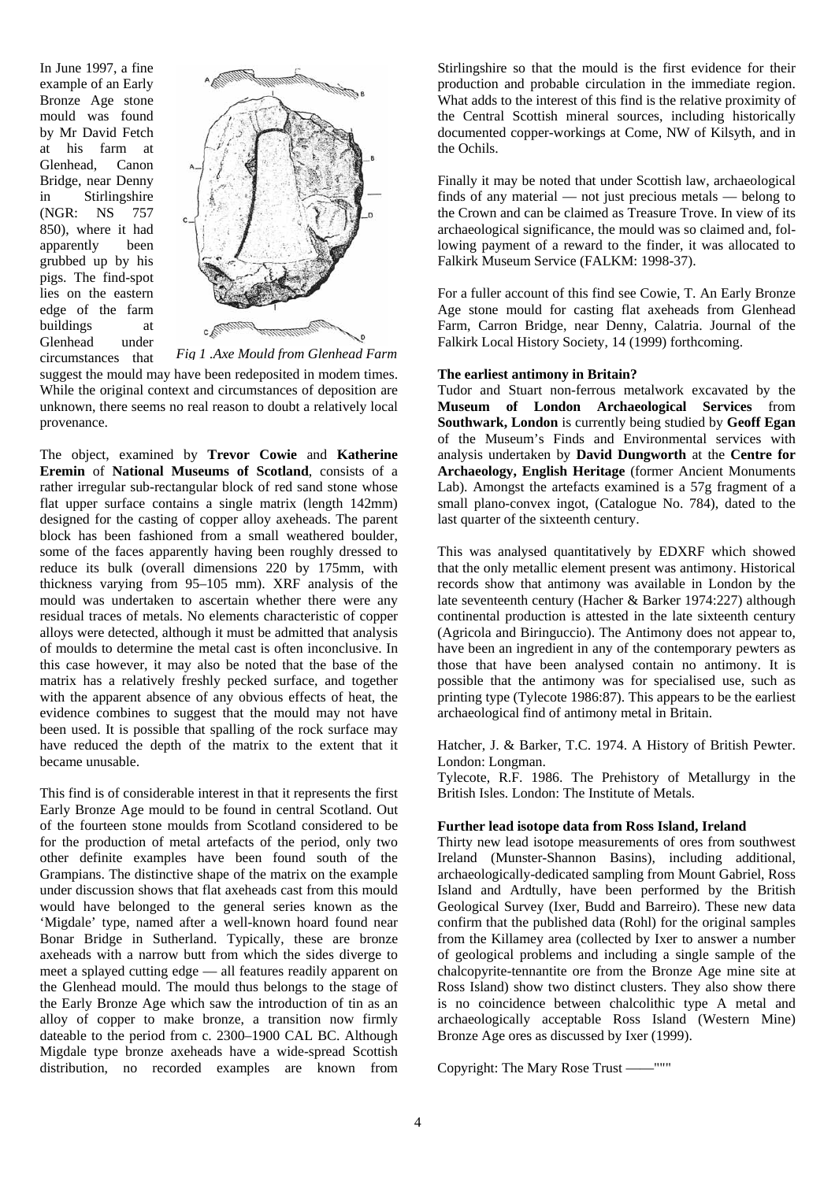In June 1997, a fine example of an Early Bronze Age stone mould was found by Mr David Fetch at his farm at Glenhead, Canon Bridge, near Denny in Stirlingshire (NGR: NS 757 850), where it had apparently been grubbed up by his pigs. The find-spot lies on the eastern edge of the farm buildings at Glenhead under circumstances that suggest the mould may have been redeposited in modem times. While the original context and circumstances of deposition are unknown, there seems no real reason to doubt a relatively local provenance.

*Fig 1 .Axe Mould from Glenhead Farm*

The object, examined by **Trevor Cowie** and **Katherine Eremin** of **National Museums of Scotland**, consists of a rather irregular sub-rectangular block of red sand stone whose flat upper surface contains a single matrix (length 142mm) designed for the casting of copper alloy axeheads. The parent block has been fashioned from a small weathered boulder, some of the faces apparently having been roughly dressed to reduce its bulk (overall dimensions 220 by 175mm, with thickness varying from 95–105 mm). XRF analysis of the mould was undertaken to ascertain whether there were any residual traces of metals. No elements characteristic of copper alloys were detected, although it must be admitted that analysis of moulds to determine the metal cast is often inconclusive. In this case however, it may also be noted that the base of the matrix has a relatively freshly pecked surface, and together with the apparent absence of any obvious effects of heat, the evidence combines to suggest that the mould may not have been used. It is possible that spalling of the rock surface may have reduced the depth of the matrix to the extent that it became unusable.

This find is of considerable interest in that it represents the first Early Bronze Age mould to be found in central Scotland. Out of the fourteen stone moulds from Scotland considered to be for the production of metal artefacts of the period, only two other definite examples have been found south of the Grampians. The distinctive shape of the matrix on the example under discussion shows that flat axeheads cast from this mould would have belonged to the general series known as the 'Migdale' type, named after a well-known hoard found near Bonar Bridge in Sutherland. Typically, these are bronze axeheads with a narrow butt from which the sides diverge to meet a splayed cutting edge — all features readily apparent on the Glenhead mould. The mould thus belongs to the stage of the Early Bronze Age which saw the introduction of tin as an alloy of copper to make bronze, a transition now firmly dateable to the period from c. 2300–1900 CAL BC. Although Migdale type bronze axeheads have a wide-spread Scottish distribution, no recorded examples are known from Stirlingshire so that the mould is the first evidence for their production and probable circulation in the immediate region. What adds to the interest of this find is the relative proximity of the Central Scottish mineral sources, including historically documented copper-workings at Come, NW of Kilsyth, and in the Ochils.

Finally it may be noted that under Scottish law, archaeological finds of any material — not just precious metals — belong to the Crown and can be claimed as Treasure Trove. In view of its archaeological significance, the mould was so claimed and, following payment of a reward to the finder, it was allocated to Falkirk Museum Service (FALKM: 1998-37).

For a fuller account of this find see Cowie, T. An Early Bronze Age stone mould for casting flat axeheads from Glenhead Farm, Carron Bridge, near Denny, Calatria. Journal of the Falkirk Local History Society, 14 (1999) forthcoming.

**The earliest antimony in Britain?**

Tudor and Stuart non-ferrous metalwork excavated by the **Museum of London Archaeological Services** from **Southwark, London** is currently being studied by **Geoff Egan** of the Museum's Finds and Environmental services with analysis undertaken by **David Dungworth** at the **Centre for Archaeology, English Heritage** (former Ancient Monuments Lab). Amongst the artefacts examined is a 57g fragment of a small plano-convex ingot, (Catalogue No. 784), dated to the last quarter of the sixteenth century.

This was analysed quantitatively by EDXRF which showed that the only metallic element present was antimony. Historical records show that antimony was available in London by the late seventeenth century (Hacher & Barker 1974:227) although continental production is attested in the late sixteenth century (Agricola and Biringuccio). The Antimony does not appear to, have been an ingredient in any of the contemporary pewters as those that have been analysed contain no antimony. It is possible that the antimony was for specialised use, such as printing type (Tylecote 1986:87). This appears to be the earliest archaeological find of antimony metal in Britain.

Hatcher, J. & Barker, T.C. 1974. A History of British Pewter. London: Longman.

Tylecote, R.F. 1986. The Prehistory of Metallurgy in the British Isles. London: The Institute of Metals.

**Further lead isotope data from Ross Island, Ireland**

Thirty new lead isotope measurements of ores from southwest Ireland (Munster-Shannon Basins), including additional, archaeologically-dedicated sampling from Mount Gabriel, Ross Island and Ardtully, have been performed by the British Geological Survey (Ixer, Budd and Barreiro). These new data confirm that the published data (Rohl) for the original samples from the Killamey area (collected by Ixer to answer a number of geological problems and including a single sample of the chalcopyrite-tennantite ore from the Bronze Age mine site at Ross Island) show two distinct clusters. They also show there is no coincidence between chalcolithic type A metal and archaeologically acceptable Ross Island (Western Mine) Bronze Age ores as discussed by Ixer (1999).

Copyright: The Mary Rose Trust ——"""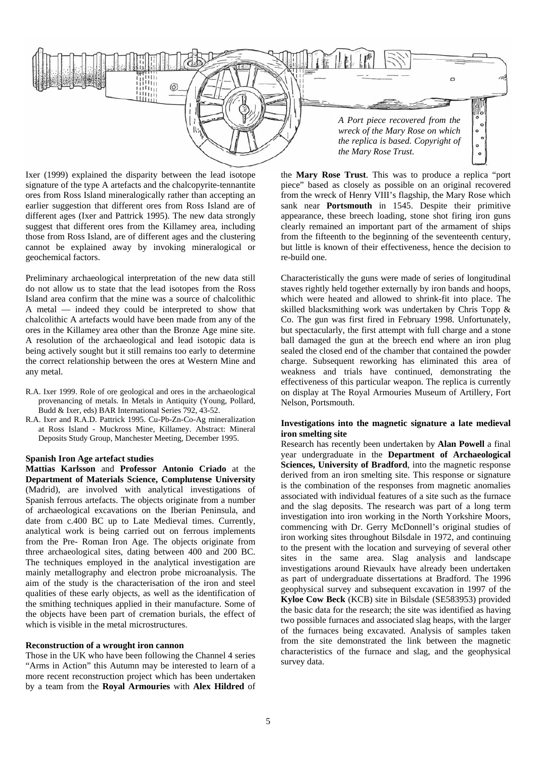*A Port piece recovered from the wreck of the Mary Rose on which the replica is based. Copyright of the Mary Rose Trust.*

Ixer (1999) explained the disparity between the lead isotope signature of the type A artefacts and the chalcopyrite-tennantite ores from Ross Island mineralogically rather than accepting an earlier suggestion that different ores from Ross Island are of different ages (Ixer and Pattrick 1995). The new data strongly suggest that different ores from the Killamey area, including those from Ross Island, are of different ages and the clustering cannot be explained away by invoking mineralogical or geochemical factors.

Preliminary archaeological interpretation of the new data still do not allow us to state that the lead isotopes from the Ross Island area confirm that the mine was a source of chalcolithic A metal — indeed they could be interpreted to show that chalcolithic A artefacts would have been made from any of the ores in the Killamey area other than the Bronze Age mine site. A resolution of the archaeological and lead isotopic data is being actively sought but it still remains too early to determine the correct relationship between the ores at Western Mine and any metal.

- R.A. Ixer 1999. Role of ore geological and ores in the archaeological provenancing of metals. In Metals in Antiquity (Young, Pollard, Budd & Ixer, eds) BAR International Series 792, 43-52.
- R.A. Ixer and R.A.D. Pattrick 1995. Cu-Pb-Zn-Co-Ag mineralization at Ross Island - Muckross Mine, Killamey. Abstract: Mineral Deposits Study Group, Manchester Meeting, December 1995.

#### Spanish Iron Age artefact studies

**Mattias Karlsson** and **Professor Antonio Criado** at the **Department of Materials Science, Complutense University** (Madrid), are involved with analytical investigations of Spanish ferrous artefacts. The objects originate from a number of archaeological excavations on the Iberian Peninsula, and date from c.400 BC up to Late Medieval times. Currently, analytical work is being carried out on ferrous implements from the Pre- Roman Iron Age. The objects originate from three archaeological sites, dating between 400 and 200 BC. The techniques employed in the analytical investigation are mainly metallography and electron probe microanalysis. The aim of the study is the characterisation of the iron and steel qualities of these early objects, as well as the identification of the smithing techniques applied in their manufacture. Some of the objects have been part of cremation burials, the effect of which is visible in the metal microstructures.

#### Reconstruction of a wrought iron cannon

Those in the UK who have been following the Channel 4 series "Arms in Action" this Autumn may be interested to learn of a more recent reconstruction project which has been undertaken by a team from the **Royal Armouries** with **Alex Hildred** of the **Mary Rose Trust**. This was to produce a replica "port piece" based as closely as possible on an original recovered from the wreck of Henry VIII's flagship, the Mary Rose which sank near **Portsmouth** in 1545. Despite their primitive appearance, these breech loading, stone shot firing iron guns clearly remained an important part of the armament of ships from the fifteenth to the beginning of the seventeenth century, but little is known of their effectiveness, hence the decision to re-build one.

Characteristically the guns were made of series of longitudinal staves rightly held together externally by iron bands and hoops, which were heated and allowed to shrink-fit into place. The skilled blacksmithing work was undertaken by Chris Topp & Co. The gun was first fired in February 1998. Unfortunately, but spectacularly, the first attempt with full charge and a stone ball damaged the gun at the breech end where an iron plug sealed the closed end of the chamber that contained the powder charge. Subsequent reworking has eliminated this area of weakness and trials have continued, demonstrating the effectiveness of this particular weapon. The replica is currently on display at The Royal Armouries Museum of Artillery, Fort Nelson, Portsmouth.

#### Investigations into the magnetic signature a late medieval iron smelting site

Research has recently been undertaken by **Alan Powell** a final year undergraduate in the **Department of Archaeological Sciences, University of Bradford**, into the magnetic response derived from an iron smelting site. This response or signature is the combination of the responses from magnetic anomalies associated with individual features of a site such as the furnace and the slag deposits. The research was part of a long term investigation into iron working in the North Yorkshire Moors, commencing with Dr. Gerry McDonnell's original studies of iron working sites throughout Bilsdale in 1972, and continuing to the present with the location and surveying of several other sites in the same area. Slag analysis and landscape investigations around Rievaulx have already been undertaken as part of undergraduate dissertations at Bradford. The 1996 geophysical survey and subsequent excavation in 1997 of the **Kyloe Cow Beck** (KCB) site in Bilsdale (SE583953) provided the basic data for the research; the site was identified as having two possible furnaces and associated slag heaps, with the larger of the furnaces being excavated. Analysis of samples taken from the site demonstrated the link between the magnetic characteristics of the furnace and slag, and the geophysical survey data.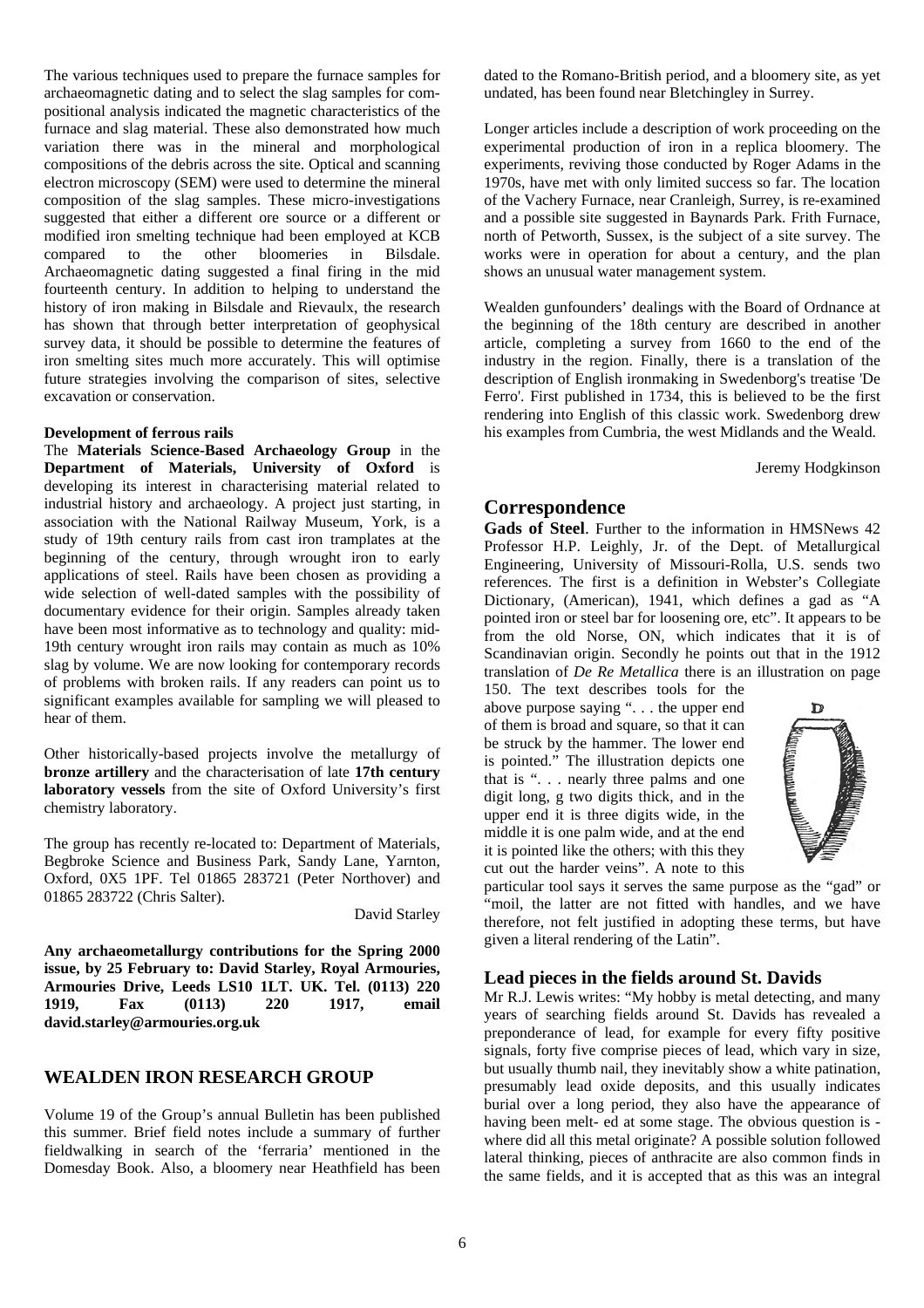The various techniques used to prepare the furnace samples for archaeomagnetic dating and to select the slag samples for compositional analysis indicated the magnetic characteristics of the furnace and slag material. These also demonstrated how much variation there was in the mineral and morphological compositions of the debris across the site. Optical and scanning electron microscopy (SEM) were used to determine the mineral composition of the slag samples. These micro-investigations suggested that either a different ore source or a different or modified iron smelting technique had been employed at KCB compared to the other bloomeries in Bilsdale. Archaeomagnetic dating suggested a final firing in the mid fourteenth century. In addition to helping to understand the history of iron making in Bilsdale and Rievaulx, the research has shown that through better interpretation of geophysical survey data, it should be possible to determine the features of iron smelting sites much more accurately. This will optimise future strategies involving the comparison of sites, selective excavation or conservation.

**Development of ferrous rails**

The **Materials Science-Based Archaeology Group** in the **Department of Materials, University of Oxford** is developing its interest in characterising material related to industrial history and archaeology. A project just starting, in association with the National Railway Museum, York, is a study of 19th century rails from cast iron tramplates at the beginning of the century, through wrought iron to early applications of steel. Rails have been chosen as providing a wide selection of well-dated samples with the possibility of documentary evidence for their origin. Samples already taken have been most informative as to technology and quality: mid-19th century wrought iron rails may contain as much as 10% slag by volume. We are now looking for contemporary records of problems with broken rails. If any readers can point us to significant examples available for sampling we will pleased to hear of them.

Other historically-based projects involve the metallurgy of **bronze artillery** and the characterisation of late **17th century laboratory vessels** from the site of Oxford University's first chemistry laboratory.

The group has recently re-located to: Department of Materials, Begbroke Science and Business Park, Sandy Lane, Yarnton, Oxford, 0X5 1PF. Tel 01865 283721 (Peter Northover) and 01865 283722 (Chris Salter).

David Starley

**Any archaeometallurgy contributions for the Spring 2000 issue, by 25 February to: David Starley, Royal Armouries, Armouries Drive, Leeds LS10 1LT. UK. Tel. (0113) 220 1919, Fax (0113) 220 1917, email david.starley@armouries.org.uk**

## WEALDEN IRON RESEARCH GROUP

Volume 19 of the Group's annual Bulletin has been published this summer. Brief field notes include a summary of further fieldwalking in search of the 'ferraria' mentioned in the Domesday Book. Also, a bloomery near Heathfield has been dated to the Romano-British period, and a bloomery site, as yet undated, has been found near Bletchingley in Surrey.

Longer articles include a description of work proceeding on the experimental production of iron in a replica bloomery. The experiments, reviving those conducted by Roger Adams in the 1970s, have met with only limited success so far. The location of the Vachery Furnace, near Cranleigh, Surrey, is re-examined and a possible site suggested in Baynards Park. Frith Furnace, north of Petworth, Sussex, is the subject of a site survey. The works were in operation for about a century, and the plan shows an unusual water management system.

Wealden gunfounders' dealings with the Board of Ordnance at the beginning of the 18th century are described in another article, completing a survey from 1660 to the end of the industry in the region. Finally, there is a translation of the description of English ironmaking in Swedenborg's treatise 'De Ferro'. First published in 1734, this is believed to be the first rendering into English of this classic work. Swedenborg drew his examples from Cumbria, the west Midlands and the Weald.

Jeremy Hodgkinson

## Correspondence

**Gads of Steel**. Further to the information in HMSNews 42 Professor H.P. Leighly, Jr. of the Dept. of Metallurgical Engineering, University of Missouri-Rolla, U.S. sends two references. The first is a definition in Webster's Collegiate Dictionary, (American), 1941, which defines a gad as "A pointed iron or steel bar for loosening ore, etc". It appears to be from the old Norse, ON, which indicates that it is of Scandinavian origin. Secondly he points out that in the 1912 translation of *De Re Metallica* there is an illustration on page 150. The text describes tools for the above purpose saying ". . . the upper end of them is broad and square, so that it can be struck by the hammer. The lower end is pointed." The illustration depicts one that is ". . . nearly three palms and one digit long, g two digits thick, and in the upper end it is three digits wide, in the middle it is one palm wide, and at the end it is pointed like the others; with this they cut out the harder veins". A note to this particular tool says it serves the same purpose as the "gad" or "moil, the latter are not fitted with handles, and we have therefore, not felt justified in adopting these terms, but have given a literal rendering of the Latin".

### Lead pieces in the fields around St. Davids

Mr R.J. Lewis writes: "My hobby is metal detecting, and many years of searching fields around St. Davids has revealed a preponderance of lead, for example for every fifty positive signals, forty five comprise pieces of lead, which vary in size, but usually thumb nail, they inevitably show a white patination, presumably lead oxide deposits, and this usually indicates burial over a long period, they also have the appearance of having been melt- ed at some stage. The obvious question is - where did all this metal originate? A possible solution followed lateral thinking, pieces of anthracite are also common finds in the same fields, and it is accepted that as this was an integral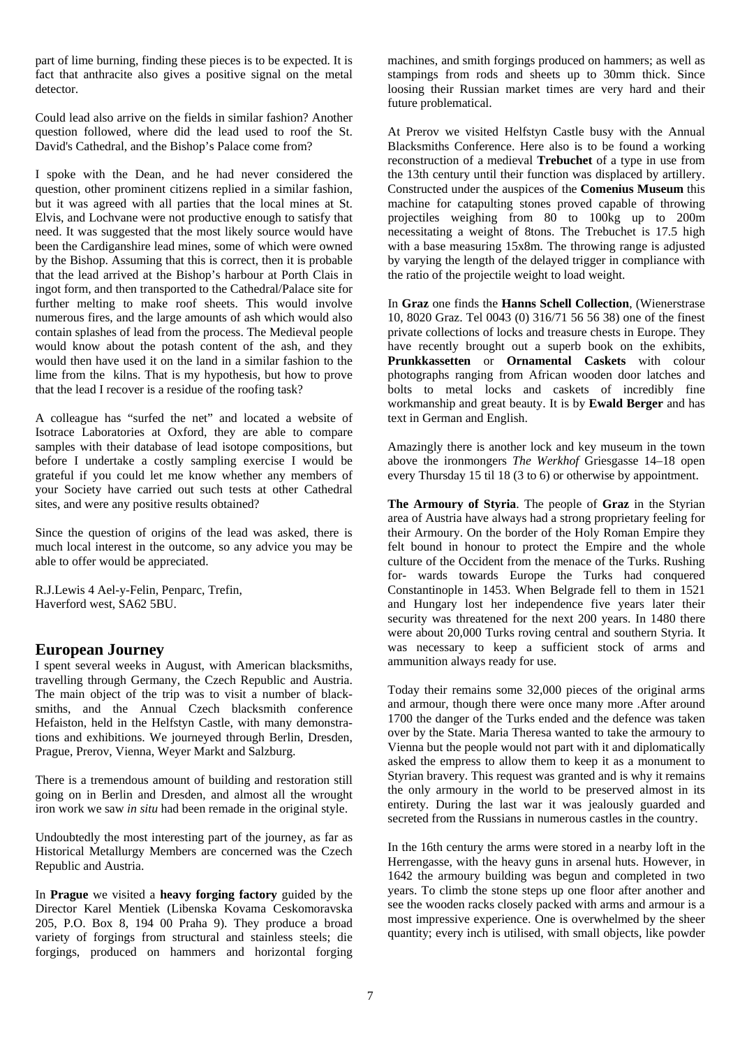part of lime burning, finding these pieces is to be expected. It is fact that anthracite also gives a positive signal on the metal detector.

Could lead also arrive on the fields in similar fashion? Another question followed, where did the lead used to roof the St. David's Cathedral, and the Bishop's Palace come from?

I spoke with the Dean, and he had never considered the question, other prominent citizens replied in a similar fashion, but it was agreed with all parties that the local mines at St. Elvis, and Lochvane were not productive enough to satisfy that need. It was suggested that the most likely source would have been the Cardiganshire lead mines, some of which were owned by the Bishop. Assuming that this is correct, then it is probable that the lead arrived at the Bishop's harbour at Porth Clais in ingot form, and then transported to the Cathedral/Palace site for further melting to make roof sheets. This would involve numerous fires, and the large amounts of ash which would also contain splashes of lead from the process. The Medieval people would know about the potash content of the ash, and they would then have used it on the land in a similar fashion to the lime from the kilns. That is my hypothesis, but how to prove that the lead I recover is a residue of the roofing task?

A colleague has "surfed the net" and located a website of Isotrace Laboratories at Oxford, they are able to compare samples with their database of lead isotope compositions, but before I undertake a costly sampling exercise I would be grateful if you could let me know whether any members of your Society have carried out such tests at other Cathedral sites, and were any positive results obtained?

Since the question of origins of the lead was asked, there is much local interest in the outcome, so any advice you may be able to offer would be appreciated.

R.J.Lewis 4 Ael-y-Felin, Penparc, Trefin,
Haverford west, SA62 5BU.

## European Journey

I spent several weeks in August, with American blacksmiths, travelling through Germany, the Czech Republic and Austria. The main object of the trip was to visit a number of blacksmiths, and the Annual Czech blacksmith conference Hefaiston, held in the Helfstyn Castle, with many demonstrations and exhibitions. We journeyed through Berlin, Dresden, Prague, Prerov, Vienna, Weyer Markt and Salzburg.

There is a tremendous amount of building and restoration still going on in Berlin and Dresden, and almost all the wrought iron work we saw *in situ* had been remade in the original style.

Undoubtedly the most interesting part of the journey, as far as Historical Metallurgy Members are concerned was the Czech Republic and Austria.

In **Prague** we visited a **heavy forging factory** guided by the Director Karel Mentiek (Libenska Kovama Ceskomoravska 205, P.O. Box 8, 194 00 Praha 9). They produce a broad variety of forgings from structural and stainless steels; die forgings, produced on hammers and horizontal forging machines, and smith forgings produced on hammers; as well as stampings from rods and sheets up to 30mm thick. Since loosing their Russian market times are very hard and their future problematical.

At Prerov we visited Helfstyn Castle busy with the Annual Blacksmiths Conference. Here also is to be found a working reconstruction of a medieval **Trebuchet** of a type in use from the 13th century until their function was displaced by artillery. Constructed under the auspices of the **Comenius Museum** this machine for catapulting stones proved capable of throwing projectiles weighing from 80 to 100kg up to 200m necessitating a weight of 8tons. The Trebuchet is 17.5 high with a base measuring 15x8m. The throwing range is adjusted by varying the length of the delayed trigger in compliance with the ratio of the projectile weight to load weight.

In **Graz** one finds the **Hanns Schell Collection**, (Wienerstrase 10, 8020 Graz. Tel 0043 (0) 316/71 56 56 38) one of the finest private collections of locks and treasure chests in Europe. They have recently brought out a superb book on the exhibits, **Prunkkassetten** or **Ornamental Caskets** with colour photographs ranging from African wooden door latches and bolts to metal locks and caskets of incredibly fine workmanship and great beauty. It is by **Ewald Berger** and has text in German and English.

Amazingly there is another lock and key museum in the town above the ironmongers *The Werkhof* Griesgasse 14–18 open every Thursday 15 til 18 (3 to 6) or otherwise by appointment.

**The Armoury of Styria**. The people of **Graz** in the Styrian area of Austria have always had a strong proprietary feeling for their Armoury. On the border of the Holy Roman Empire they felt bound in honour to protect the Empire and the whole culture of the Occident from the menace of the Turks. Rushing for- wards towards Europe the Turks had conquered Constantinople in 1453. When Belgrade fell to them in 1521 and Hungary lost her independence five years later their security was threatened for the next 200 years. In 1480 there were about 20,000 Turks roving central and southern Styria. It was necessary to keep a sufficient stock of arms and ammunition always ready for use.

Today their remains some 32,000 pieces of the original arms and armour, though there were once many more .After around 1700 the danger of the Turks ended and the defence was taken over by the State. Maria Theresa wanted to take the armoury to Vienna but the people would not part with it and diplomatically asked the empress to allow them to keep it as a monument to Styrian bravery. This request was granted and is why it remains the only armoury in the world to be preserved almost in its entirety. During the last war it was jealously guarded and secreted from the Russians in numerous castles in the country.

In the 16th century the arms were stored in a nearby loft in the Herrengasse, with the heavy guns in arsenal huts. However, in 1642 the armoury building was begun and completed in two years. To climb the stone steps up one floor after another and see the wooden racks closely packed with arms and armour is a most impressive experience. One is overwhelmed by the sheer quantity; every inch is utilised, with small objects, like powder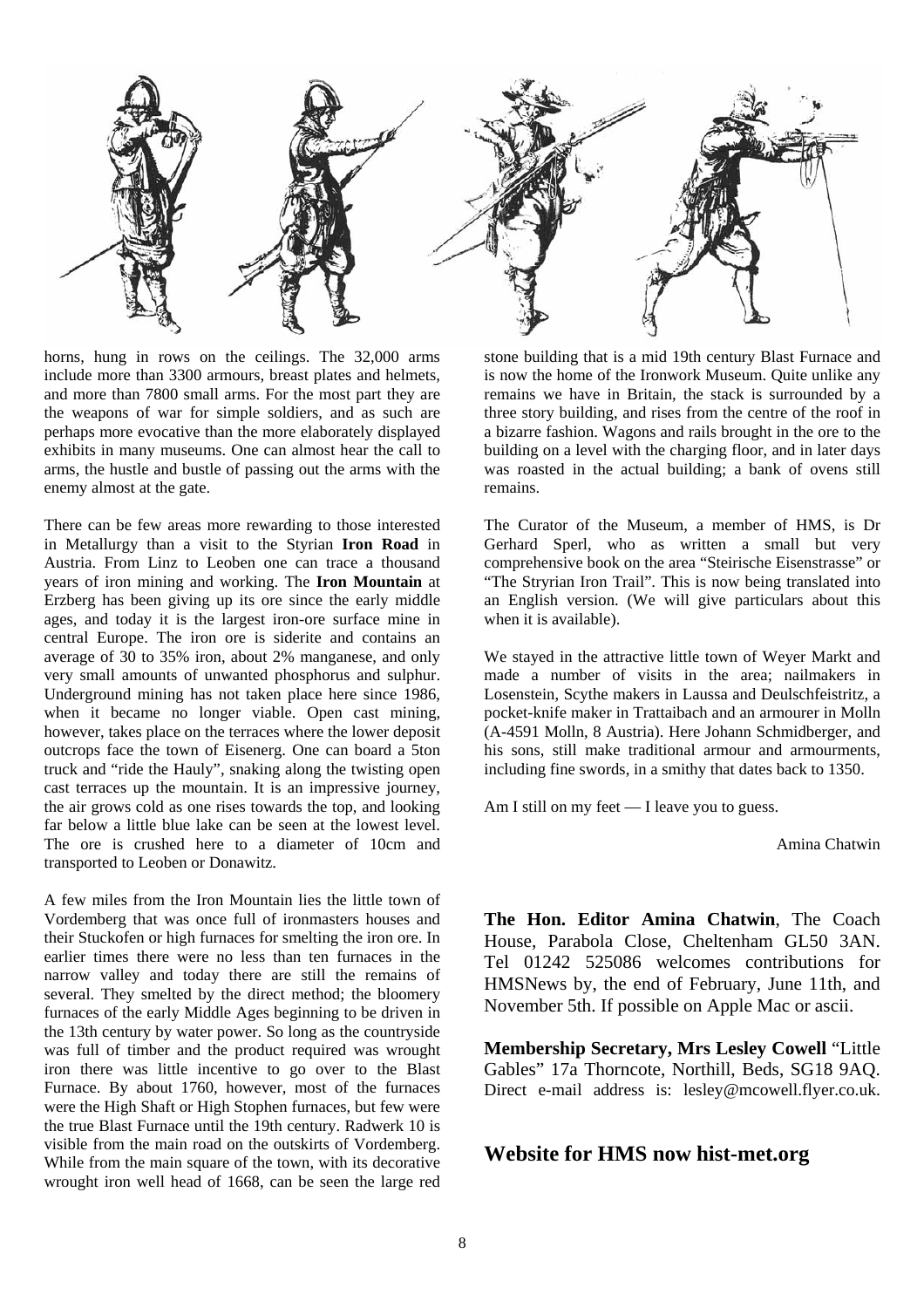horns, hung in rows on the ceilings. The 32,000 arms include more than 3300 armours, breast plates and helmets, and more than 7800 small arms. For the most part they are the weapons of war for simple soldiers, and as such are perhaps more evocative than the more elaborately displayed exhibits in many museums. One can almost hear the call to arms, the hustle and bustle of passing out the arms with the enemy almost at the gate.

There can be few areas more rewarding to those interested in Metallurgy than a visit to the Styrian **Iron Road** in Austria. From Linz to Leoben one can trace a thousand years of iron mining and working. The **Iron Mountain** at Erzberg has been giving up its ore since the early middle ages, and today it is the largest iron-ore surface mine in central Europe. The iron ore is siderite and contains an average of 30 to 35% iron, about 2% manganese, and only very small amounts of unwanted phosphorus and sulphur. Underground mining has not taken place here since 1986, when it became no longer viable. Open cast mining, however, takes place on the terraces where the lower deposit outcrops face the town of Eisenerg. One can board a 5ton truck and "ride the Hauly", snaking along the twisting open cast terraces up the mountain. It is an impressive journey, the air grows cold as one rises towards the top, and looking far below a little blue lake can be seen at the lowest level. The ore is crushed here to a diameter of 10cm and transported to Leoben or Donawitz.

A few miles from the Iron Mountain lies the little town of Vordemberg that was once full of ironmasters houses and their Stuckofen or high furnaces for smelting the iron ore. In earlier times there were no less than ten furnaces in the narrow valley and today there are still the remains of several. They smelted by the direct method; the bloomery furnaces of the early Middle Ages beginning to be driven in the 13th century by water power. So long as the countryside was full of timber and the product required was wrought iron there was little incentive to go over to the Blast Furnace. By about 1760, however, most of the furnaces were the High Shaft or High Stophen furnaces, but few were the true Blast Furnace until the 19th century. Radwerk 10 is visible from the main road on the outskirts of Vordemberg. While from the main square of the town, with its decorative wrought iron well head of 1668, can be seen the large red stone building that is a mid 19th century Blast Furnace and is now the home of the Ironwork Museum. Quite unlike any remains we have in Britain, the stack is surrounded by a three story building, and rises from the centre of the roof in a bizarre fashion. Wagons and rails brought in the ore to the building on a level with the charging floor, and in later days was roasted in the actual building; a bank of ovens still remains.

The Curator of the Museum, a member of HMS, is Dr Gerhard Sperl, who as written a small but very comprehensive book on the area "Steirische Eisenstrasse" or "The Strayrian Iron Trail". This is now being translated into an English version. (We will give particulars about this when it is available).

We stayed in the attractive little town of Weyer Markt and made a number of visits in the area; nailmakers in Losenstein, Scythe makers in Laussa and Deulschfeistritz, a pocket-knife maker in Trattaibach and an armourer in Molln (A-4591 Molln, 8 Austria). Here Johann Schmidberger, and his sons, still make traditional armour and armourments, including fine swords, in a smithy that dates back to 1350.

Am I still on my feet — I leave you to guess.

Amina Chatwin

**The Hon. Editor Amina Chatwin**, The Coach House, Parabola Close, Cheltenham GL50 3AN. Tel 01242 525086 welcomes contributions for HMSNews by, the end of February, June 11th, and November 5th. If possible on Apple Mac or ascii.

**Membership Secretary, Mrs Lesley Cowell** "Little Gables" 17a Thorncote, Northill, Beds, SG18 9AQ. Direct e-mail address is: lesley@mcowell.flyer.co.uk.

## Website for HMS now hist-met.org